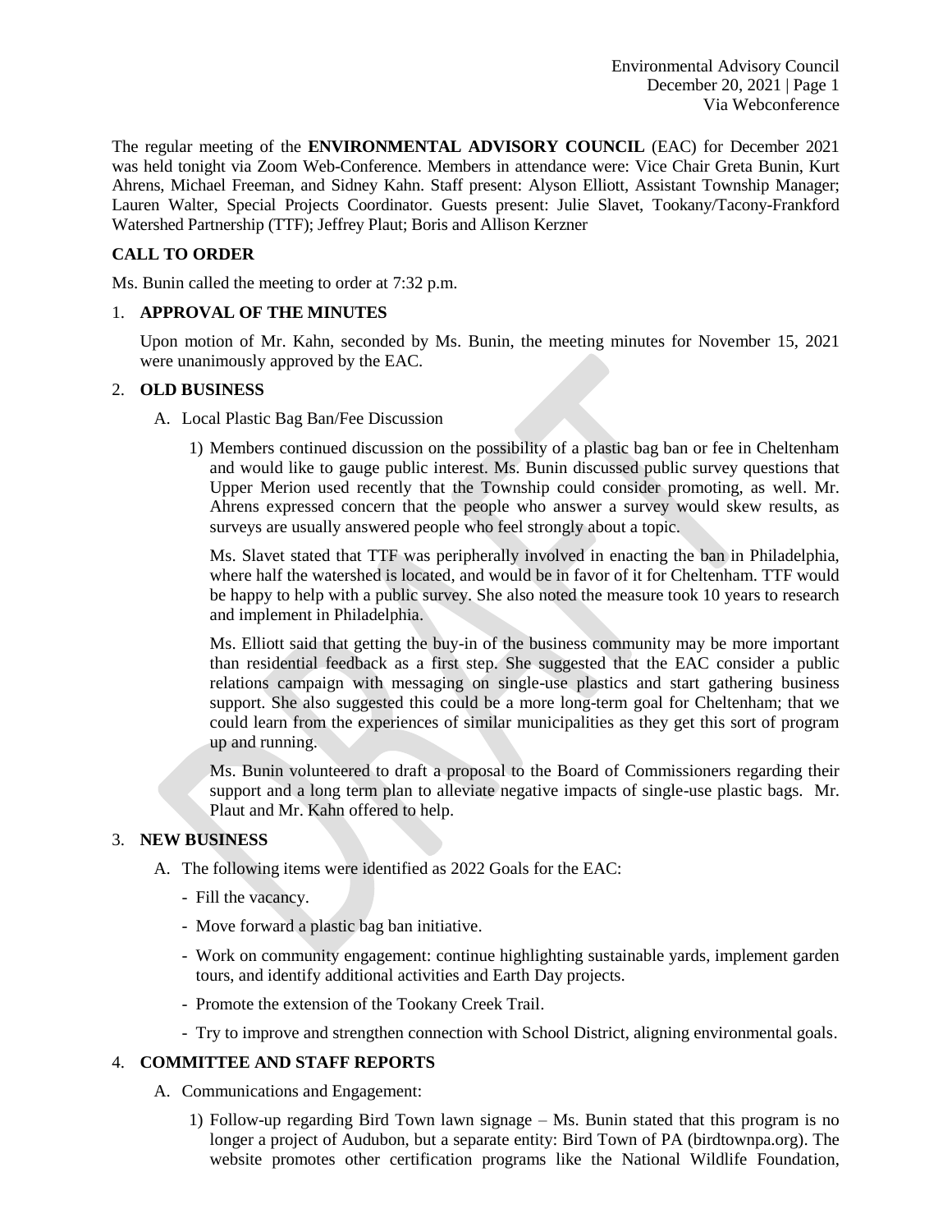The regular meeting of the **ENVIRONMENTAL ADVISORY COUNCIL** (EAC) for December 2021 was held tonight via Zoom Web-Conference. Members in attendance were: Vice Chair Greta Bunin, Kurt Ahrens, Michael Freeman, and Sidney Kahn. Staff present: Alyson Elliott, Assistant Township Manager; Lauren Walter, Special Projects Coordinator. Guests present: Julie Slavet, Tookany/Tacony-Frankford Watershed Partnership (TTF); Jeffrey Plaut; Boris and Allison Kerzner

## CALL TO ORDER

Ms. Bunin called the meeting to order at 7:32 p.m.

1. **APPROVAL OF THE MINUTES**

   Upon motion of Mr. Kahn, seconded by Ms. Bunin, the meeting minutes for November 15, 2021 were unanimously approved by the EAC.

2. **OLD BUSINESS**

   A. Local Plastic Bag Ban/Fee Discussion

      1) Members continued discussion on the possibility of a plastic bag ban or fee in Cheltenham and would like to gauge public interest. Ms. Bunin discussed public survey questions that Upper Merion used recently that the Township could consider promoting, as well. Mr. Ahrens expressed concern that the people who answer a survey would skew results, as surveys are usually answered people who feel strongly about a topic.

         Ms. Slavet stated that TTF was peripherally involved in enacting the ban in Philadelphia, where half the watershed is located, and would be in favor of it for Cheltenham. TTF would be happy to help with a public survey. She also noted the measure took 10 years to research and implement in Philadelphia.

         Ms. Elliott said that getting the buy-in of the business community may be more important than residential feedback as a first step. She suggested that the EAC consider a public relations campaign with messaging on single-use plastics and start gathering business support. She also suggested this could be a more long-term goal for Cheltenham; that we could learn from the experiences of similar municipalities as they get this sort of program up and running.

         Ms. Bunin volunteered to draft a proposal to the Board of Commissioners regarding their support and a long term plan to alleviate negative impacts of single-use plastic bags. Mr. Plaut and Mr. Kahn offered to help.

3. **NEW BUSINESS**

   A. The following items were identified as 2022 Goals for the EAC:

      - Fill the vacancy.
      - Move forward a plastic bag ban initiative.
      - Work on community engagement: continue highlighting sustainable yards, implement garden tours, and identify additional activities and Earth Day projects.
      - Promote the extension of the Tookany Creek Trail.
      - Try to improve and strengthen connection with School District, aligning environmental goals.

4. **COMMITTEE AND STAFF REPORTS**

   A. Communications and Engagement:

      1) Follow-up regarding Bird Town lawn signage – Ms. Bunin stated that this program is no longer a project of Audubon, but a separate entity: Bird Town of PA (birdtownpa.org). The website promotes other certification programs like the National Wildlife Foundation,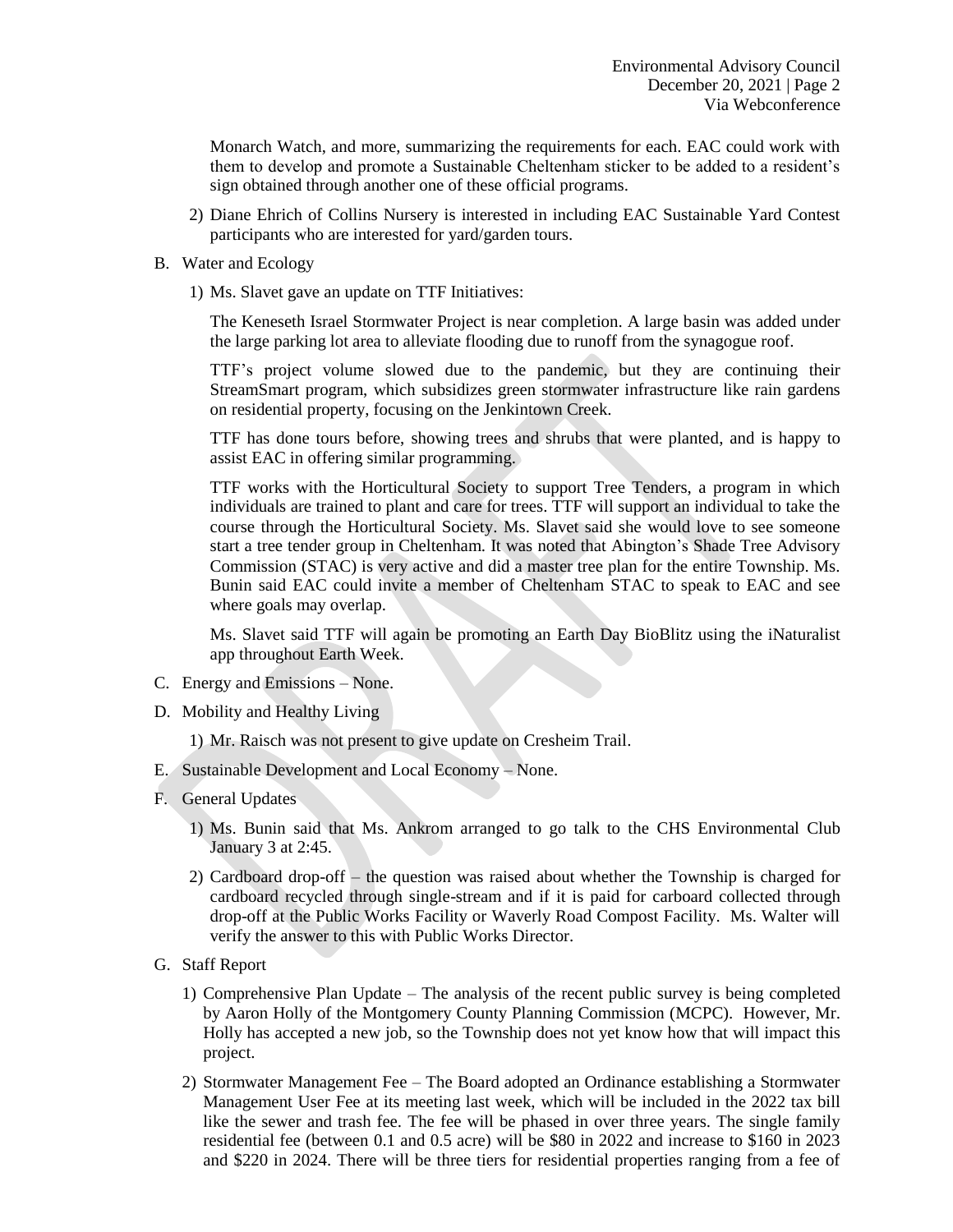Monarch Watch, and more, summarizing the requirements for each. EAC could work with them to develop and promote a Sustainable Cheltenham sticker to be added to a resident's sign obtained through another one of these official programs.

2) Diane Ehrich of Collins Nursery is interested in including EAC Sustainable Yard Contest participants who are interested for yard/garden tours.

B. Water and Ecology

1) Ms. Slavet gave an update on TTF Initiatives:

The Keneseth Israel Stormwater Project is near completion. A large basin was added under the large parking lot area to alleviate flooding due to runoff from the synagogue roof.

TTF's project volume slowed due to the pandemic, but they are continuing their StreamSmart program, which subsidizes green stormwater infrastructure like rain gardens on residential property, focusing on the Jenkintown Creek.

TTF has done tours before, showing trees and shrubs that were planted, and is happy to assist EAC in offering similar programming.

TTF works with the Horticultural Society to support Tree Tenders, a program in which individuals are trained to plant and care for trees. TTF will support an individual to take the course through the Horticultural Society. Ms. Slavet said she would love to see someone start a tree tender group in Cheltenham. It was noted that Abington's Shade Tree Advisory Commission (STAC) is very active and did a master tree plan for the entire Township. Ms. Bunin said EAC could invite a member of Cheltenham STAC to speak to EAC and see where goals may overlap.

Ms. Slavet said TTF will again be promoting an Earth Day BioBlitz using the iNaturalist app throughout Earth Week.

C. Energy and Emissions – None.

D. Mobility and Healthy Living

1) Mr. Raisch was not present to give update on Cresheim Trail.

E. Sustainable Development and Local Economy – None.

F. General Updates

1) Ms. Bunin said that Ms. Ankrom arranged to go talk to the CHS Environmental Club January 3 at 2:45.

2) Cardboard drop-off – the question was raised about whether the Township is charged for cardboard recycled through single-stream and if it is paid for carboard collected through drop-off at the Public Works Facility or Waverly Road Compost Facility. Ms. Walter will verify the answer to this with Public Works Director.

G. Staff Report

1) Comprehensive Plan Update – The analysis of the recent public survey is being completed by Aaron Holly of the Montgomery County Planning Commission (MCPC). However, Mr. Holly has accepted a new job, so the Township does not yet know how that will impact this project.

2) Stormwater Management Fee – The Board adopted an Ordinance establishing a Stormwater Management User Fee at its meeting last week, which will be included in the 2022 tax bill like the sewer and trash fee. The fee will be phased in over three years. The single family residential fee (between 0.1 and 0.5 acre) will be $80 in 2022 and increase to $160 in 2023 and $220 in 2024. There will be three tiers for residential properties ranging from a fee of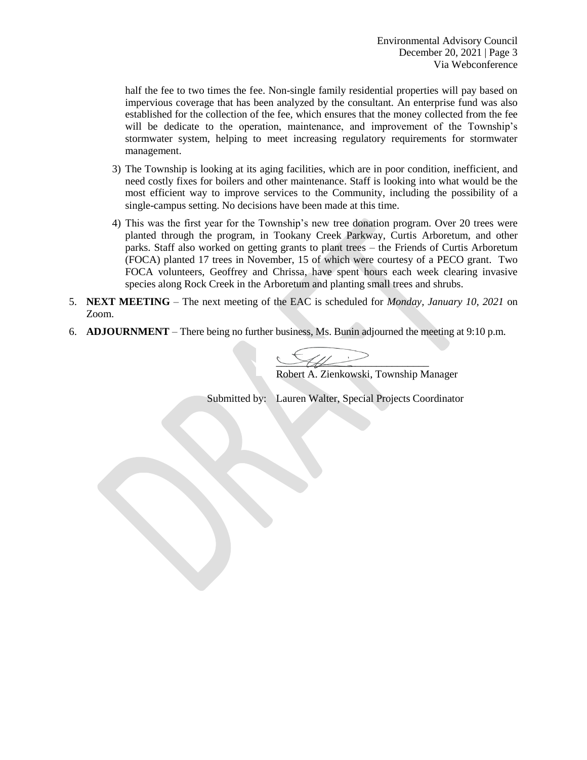half the fee to two times the fee. Non-single family residential properties will pay based on impervious coverage that has been analyzed by the consultant. An enterprise fund was also established for the collection of the fee, which ensures that the money collected from the fee will be dedicate to the operation, maintenance, and improvement of the Township's stormwater system, helping to meet increasing regulatory requirements for stormwater management.

3) The Township is looking at its aging facilities, which are in poor condition, inefficient, and need costly fixes for boilers and other maintenance. Staff is looking into what would be the most efficient way to improve services to the Community, including the possibility of a single-campus setting. No decisions have been made at this time.

4) This was the first year for the Township's new tree donation program. Over 20 trees were planted through the program, in Tookany Creek Parkway, Curtis Arboretum, and other parks. Staff also worked on getting grants to plant trees – the Friends of Curtis Arboretum (FOCA) planted 17 trees in November, 15 of which were courtesy of a PECO grant. Two FOCA volunteers, Geoffrey and Chrissa, have spent hours each week clearing invasive species along Rock Creek in the Arboretum and planting small trees and shrubs.

5. **NEXT MEETING** – The next meeting of the EAC is scheduled for *Monday, January 10, 2021* on Zoom.

6. **ADJOURNMENT** – There being no further business, Ms. Bunin adjourned the meeting at 9:10 p.m.

\_\_\_\_\_\_\_\_\_\_\_\_\_\_\_\_\_\_\_\_\_\_\_\_\_\_\_\_

Robert A. Zienkowski, Township Manager

Submitted by: Lauren Walter, Special Projects Coordinator